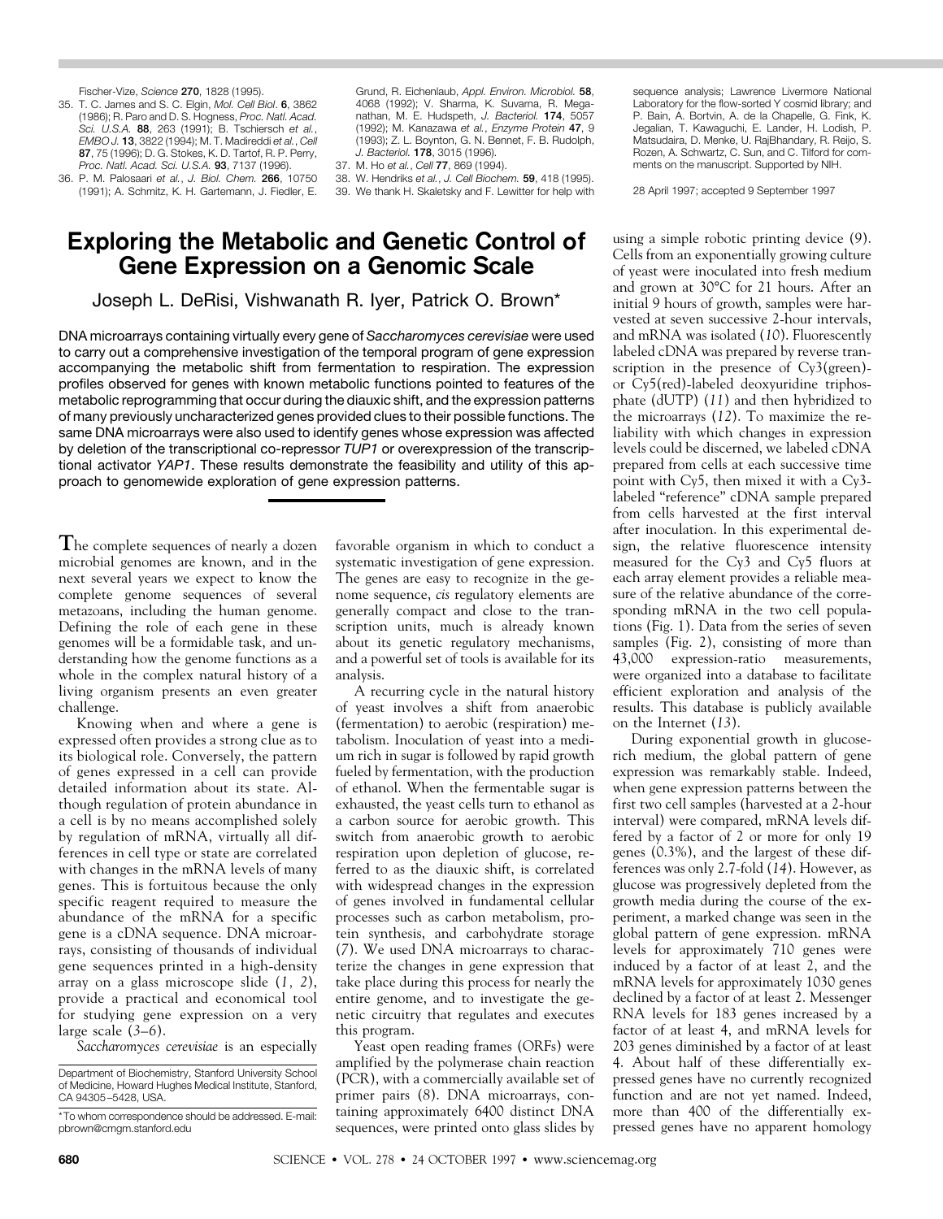Fischer-Vize, *Science* **270**, 1828 (1995).

35. T. C. James and S. C. Elgin, *Mol. Cell Biol.* **6**, 3862 (1986); R. Paro and D. S. Hogness, *Proc. Natl. Acad. Sci. U.S.A.* **88**, 263 (1991); B. Tschiersch *et al.*, *EMBO J.* **13**, 3822 (1994); M. T. Madireddi *et al.*, *Cell* **87**, 75 (1996); D. G. Stokes, K. D. Tartof, R. P. Perry, *Proc. Natl. Acad. Sci. U.S.A.* **93**, 7137 (1996).
36. P. M. Palosaari *et al.*, *J. Biol. Chem.* **266**, 10750 (1991); A. Schmitz, K. H. Gartemann, J. Fiedler, E. Grund, R. Eichenlaub, *Appl. Environ. Microbiol.* **58**, 4068 (1992); V. Sharma, K. Suvarna, R. Meganathan, M. E. Hudspeth, *J. Bacteriol.* **174**, 5057 (1992); M. Kanazawa *et al.*, *Enzyme Protein* **47**, 9 (1993); Z. L. Boynton, G. N. Bennet, F. B. Rudolph, *J. Bacteriol.* **178**, 3015 (1996).
37. M. Ho *et al.*, *Cell* **77**, 869 (1994).
38. W. Hendriks *et al.*, *J. Cell Biochem.* **59**, 418 (1995).
39. We thank H. Skaletsky and F. Lewitter for help with sequence analysis; Lawrence Livermore National Laboratory for the flow-sorted Y cosmid library; and P. Bain, A. Bortvin, A. de la Chapelle, G. Fink, K. Jegalian, T. Kawaguchi, E. Lander, H. Lodish, P. Matsudaira, D. Menke, U. RajBhandary, R. Reijo, S. Rozen, A. Schwartz, C. Sun, and C. Tilford for comments on the manuscript. Supported by NIH.

28 April 1997; accepted 9 September 1997

# Exploring the Metabolic and Genetic Control of Gene Expression on a Genomic Scale

Joseph L. DeRisi, Vishwanath R. Iyer, Patrick O. Brown*

**DNA microarrays containing virtually every gene of *Saccharomyces cerevisiae* were used to carry out a comprehensive investigation of the temporal program of gene expression accompanying the metabolic shift from fermentation to respiration. The expression profiles observed for genes with known metabolic functions pointed to features of the metabolic reprogramming that occur during the diauxic shift, and the expression patterns of many previously uncharacterized genes provided clues to their possible functions. The same DNA microarrays were also used to identify genes whose expression was affected by deletion of the transcriptional co-repressor *TUP1* or overexpression of the transcriptional activator *YAP1*. These results demonstrate the feasibility and utility of this approach to genomewide exploration of gene expression patterns.**

The complete sequences of nearly a dozen microbial genomes are known, and in the next several years we expect to know the complete genome sequences of several metazoans, including the human genome. Defining the role of each gene in these genomes will be a formidable task, and understanding how the genome functions as a whole in the complex natural history of a living organism presents an even greater challenge.

Knowing when and where a gene is expressed often provides a strong clue as to its biological role. Conversely, the pattern of genes expressed in a cell can provide detailed information about its state. Although regulation of protein abundance in a cell is by no means accomplished solely by regulation of mRNA, virtually all differences in cell type or state are correlated with changes in the mRNA levels of many genes. This is fortuitous because the only specific reagent required to measure the abundance of the mRNA for a specific gene is a cDNA sequence. DNA microarrays, consisting of thousands of individual gene sequences printed in a high-density array on a glass microscope slide (*1, 2*), provide a practical and economical tool for studying gene expression on a very large scale (*3–6*).

*Saccharomyces cerevisiae* is an especially favorable organism in which to conduct a systematic investigation of gene expression. The genes are easy to recognize in the genome sequence, *cis* regulatory elements are generally compact and close to the transcription units, much is already known about its genetic regulatory mechanisms, and a powerful set of tools is available for its analysis.

A recurring cycle in the natural history of yeast involves a shift from anaerobic (fermentation) to aerobic (respiration) metabolism. Inoculation of yeast into a medium rich in sugar is followed by rapid growth fueled by fermentation, with the production of ethanol. When the fermentable sugar is exhausted, the yeast cells turn to ethanol as a carbon source for aerobic growth. This switch from anaerobic growth to aerobic respiration upon depletion of glucose, referred to as the diauxic shift, is correlated with widespread changes in the expression of genes involved in fundamental cellular processes such as carbon metabolism, protein synthesis, and carbohydrate storage (*7*). We used DNA microarrays to characterize the changes in gene expression that take place during this process for nearly the entire genome, and to investigate the genetic circuitry that regulates and executes this program.

Yeast open reading frames (ORFs) were amplified by the polymerase chain reaction (PCR), with a commercially available set of primer pairs (*8*). DNA microarrays, containing approximately 6400 distinct DNA sequences, were printed onto glass slides by using a simple robotic printing device (*9*). Cells from an exponentially growing culture of yeast were inoculated into fresh medium and grown at 30°C for 21 hours. After an initial 9 hours of growth, samples were harvested at seven successive 2-hour intervals, and mRNA was isolated (*10*). Fluorescently labeled cDNA was prepared by reverse transcription in the presence of Cy3(green)- or Cy5(red)-labeled deoxyuridine triphosphate (dUTP) (*11*) and then hybridized to the microarrays (*12*). To maximize the reliability with which changes in expression levels could be discerned, we labeled cDNA prepared from cells at each successive time point with Cy5, then mixed it with a Cy3-labeled "reference" cDNA sample prepared from cells harvested at the first interval after inoculation. In this experimental design, the relative fluorescence intensity measured for the Cy3 and Cy5 fluors at each array element provides a reliable measure of the relative abundance of the corresponding mRNA in the two cell populations (Fig. 1). Data from the series of seven samples (Fig. 2), consisting of more than 43,000 expression-ratio measurements, were organized into a database to facilitate efficient exploration and analysis of the results. This database is publicly available on the Internet (*13*).

During exponential growth in glucose-rich medium, the global pattern of gene expression was remarkably stable. Indeed, when gene expression patterns between the first two cell samples (harvested at a 2-hour interval) were compared, mRNA levels differed by a factor of 2 or more for only 19 genes (0.3%), and the largest of these differences was only 2.7-fold (*14*). However, as glucose was progressively depleted from the growth media during the course of the experiment, a marked change was seen in the global pattern of gene expression. mRNA levels for approximately 710 genes were induced by a factor of at least 2, and the mRNA levels for approximately 1030 genes declined by a factor of at least 2. Messenger RNA levels for 183 genes increased by a factor of at least 4, and mRNA levels for 203 genes diminished by a factor of at least 4. About half of these differentially expressed genes have no currently recognized function and are not yet named. Indeed, more than 400 of the differentially expressed genes have no apparent homology

Department of Biochemistry, Stanford University School of Medicine, Howard Hughes Medical Institute, Stanford, CA 94305–5428, USA.

*To whom correspondence should be addressed. E-mail: pbrown@cmgm.stanford.edu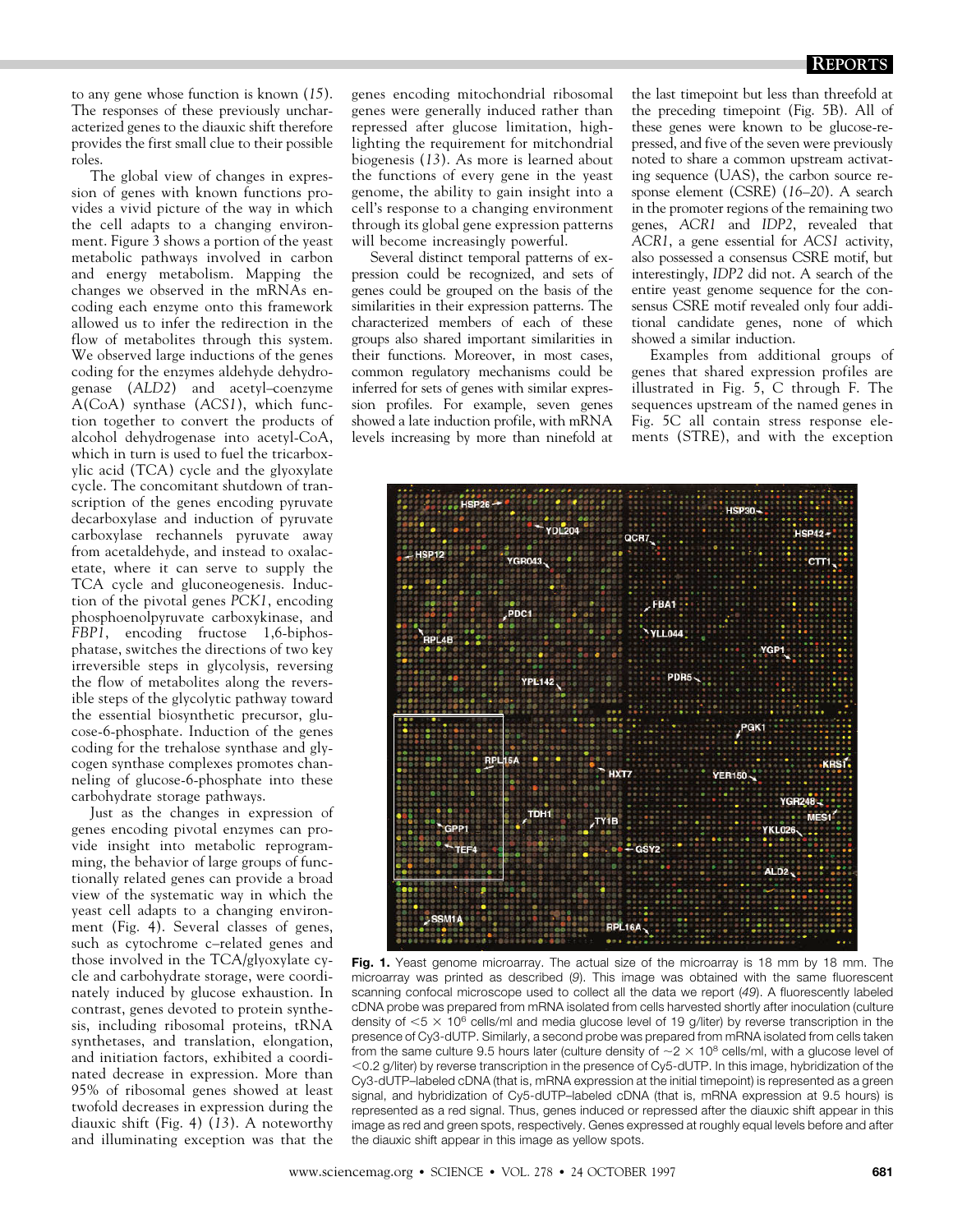to any gene whose function is known (*15*). The responses of these previously uncharacterized genes to the diauxic shift therefore provides the first small clue to their possible roles.

The global view of changes in expression of genes with known functions provides a vivid picture of the way in which the cell adapts to a changing environment. Figure 3 shows a portion of the yeast metabolic pathways involved in carbon and energy metabolism. Mapping the changes we observed in the mRNAs encoding each enzyme onto this framework allowed us to infer the redirection in the flow of metabolites through this system. We observed large inductions of the genes coding for the enzymes aldehyde dehydrogenase (*ALD2*) and acetyl–coenzyme A(CoA) synthase (*ACS1*), which function together to convert the products of alcohol dehydrogenase into acetyl-CoA, which in turn is used to fuel the tricarboxylic acid (TCA) cycle and the glyoxylate cycle. The concomitant shutdown of transcription of the genes encoding pyruvate decarboxylase and induction of pyruvate carboxylase rechannels pyruvate away from acetaldehyde, and instead to oxalacetate, where it can serve to supply the TCA cycle and gluconeogenesis. Induction of the pivotal genes *PCK1*, encoding phosphoenolpyruvate carboxykinase, and *FBP1*, encoding fructose 1,6-biphosphatase, switches the directions of two key irreversible steps in glycolysis, reversing the flow of metabolites along the reversible steps of the glycolytic pathway toward the essential biosynthetic precursor, glucose-6-phosphate. Induction of the genes coding for the trehalose synthase and glycogen synthase complexes promotes channeling of glucose-6-phosphate into these carbohydrate storage pathways.

Just as the changes in expression of genes encoding pivotal enzymes can provide insight into metabolic reprogramming, the behavior of large groups of functionally related genes can provide a broad view of the systematic way in which the yeast cell adapts to a changing environment (Fig. 4). Several classes of genes, such as cytochrome c–related genes and those involved in the TCA/glyoxylate cycle and carbohydrate storage, were coordinately induced by glucose exhaustion. In contrast, genes devoted to protein synthesis, including ribosomal proteins, tRNA synthetases, and translation, elongation, and initiation factors, exhibited a coordinated decrease in expression. More than 95% of ribosomal genes showed at least twofold decreases in expression during the diauxic shift (Fig. 4) (*13*). A noteworthy and illuminating exception was that the genes encoding mitochondrial ribosomal genes were generally induced rather than repressed after glucose limitation, highlighting the requirement for mitochondrial biogenesis (*13*). As more is learned about the functions of every gene in the yeast genome, the ability to gain insight into a cell's response to a changing environment through its global gene expression patterns will become increasingly powerful.

Several distinct temporal patterns of expression could be recognized, and sets of genes could be grouped on the basis of the similarities in their expression patterns. The characterized members of each of these groups also shared important similarities in their functions. Moreover, in most cases, common regulatory mechanisms could be inferred for sets of genes with similar expression profiles. For example, seven genes showed a late induction profile, with mRNA levels increasing by more than ninefold at the last timepoint but less than threefold at the preceding timepoint (Fig. 5B). All of these genes were known to be glucose-repressed, and five of the seven were previously noted to share a common upstream activating sequence (UAS), the carbon source response element (CSRE) (*16–20*). A search in the promoter regions of the remaining two genes, *ACR1* and *IDP2*, revealed that *ACR1*, a gene essential for *ACS1* activity, also possessed a consensus CSRE motif, but interestingly, *IDP2* did not. A search of the entire yeast genome sequence for the consensus CSRE motif revealed only four additional candidate genes, none of which showed a similar induction.

Examples from additional groups of genes that shared expression profiles are illustrated in Fig. 5, C through F. The sequences upstream of the named genes in Fig. 5C all contain stress response elements (STRE), and with the exception

**Fig. 1.** Yeast genome microarray. The actual size of the microarray is 18 mm by 18 mm. The microarray was printed as described (*9*). This image was obtained with the same fluorescent scanning confocal microscope used to collect all the data we report (*49*). A fluorescently labeled cDNA probe was prepared from mRNA isolated from cells harvested shortly after inoculation (culture density of $<5 \times 10^6$ cells/ml and media glucose level of 19 g/liter) by reverse transcription in the presence of Cy3-dUTP. Similarly, a second probe was prepared from mRNA isolated from cells taken from the same culture 9.5 hours later (culture density of $\sim 2 \times 10^8$ cells/ml, with a glucose level of $<0.2$ g/liter) by reverse transcription in the presence of Cy5-dUTP. In this image, hybridization of the Cy3-dUTP–labeled cDNA (that is, mRNA expression at the initial timepoint) is represented as a green signal, and hybridization of Cy5-dUTP–labeled cDNA (that is, mRNA expression at 9.5 hours) is represented as a red signal. Thus, genes induced or repressed after the diauxic shift appear in this image as red and green spots, respectively. Genes expressed at roughly equal levels before and after the diauxic shift appear in this image as yellow spots.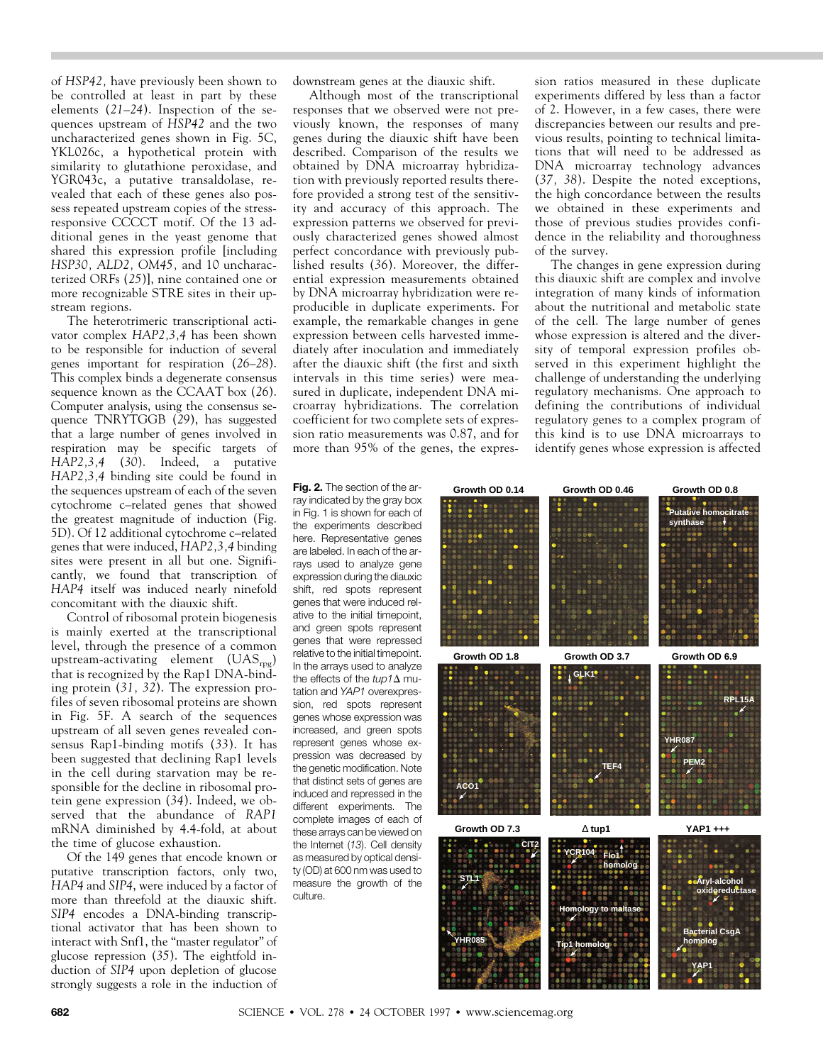of *HSP42,* have previously been shown to be controlled at least in part by these elements (*21–24*). Inspection of the sequences upstream of *HSP42* and the two uncharacterized genes shown in Fig. 5C, YKL026c, a hypothetical protein with similarity to glutathione peroxidase, and YGR043c, a putative transaldolase, revealed that each of these genes also possess repeated upstream copies of the stress-responsive CCCCT motif. Of the 13 additional genes in the yeast genome that shared this expression profile [including *HSP30, ALD2, OM45,* and 10 uncharacterized ORFs (*25*)], nine contained one or more recognizable STRE sites in their upstream regions.

The heterotrimeric transcriptional activator complex *HAP2,3,4* has been shown to be responsible for induction of several genes important for respiration (*26–28*). This complex binds a degenerate consensus sequence known as the CCAAT box (*26*). Computer analysis, using the consensus sequence TNRYTGGB (*29*), has suggested that a large number of genes involved in respiration may be specific targets of *HAP2,3,4* (*30*). Indeed, a putative *HAP2,3,4* binding site could be found in the sequences upstream of each of the seven cytochrome c–related genes that showed the greatest magnitude of induction (Fig. 5D). Of 12 additional cytochrome c–related genes that were induced, *HAP2,3,4* binding sites were present in all but one. Significantly, we found that transcription of *HAP4* itself was induced nearly ninefold concomitant with the diauxic shift.

Control of ribosomal protein biogenesis is mainly exerted at the transcriptional level, through the presence of a common upstream-activating element ($UAS_{rpg}$) that is recognized by the Rap1 DNA-binding protein (*31, 32*). The expression profiles of seven ribosomal proteins are shown in Fig. 5F. A search of the sequences upstream of all seven genes revealed consensus Rap1-binding motifs (*33*). It has been suggested that declining Rap1 levels in the cell during starvation may be responsible for the decline in ribosomal protein gene expression (*34*). Indeed, we observed that the abundance of *RAP1* mRNA diminished by 4.4-fold, at about the time of glucose exhaustion.

Of the 149 genes that encode known or putative transcription factors, only two, *HAP4* and *SIP4*, were induced by a factor of more than threefold at the diauxic shift. *SIP4* encodes a DNA-binding transcriptional activator that has been shown to interact with Snf1, the "master regulator" of glucose repression (*35*). The eightfold induction of *SIP4* upon depletion of glucose strongly suggests a role in the induction of downstream genes at the diauxic shift.

Although most of the transcriptional responses that we observed were not previously known, the responses of many genes during the diauxic shift have been described. Comparison of the results we obtained by DNA microarray hybridization with previously reported results therefore provided a strong test of the sensitivity and accuracy of this approach. The expression patterns we observed for previously characterized genes showed almost perfect concordance with previously published results (*36*). Moreover, the differential expression measurements obtained by DNA microarray hybridization were reproducible in duplicate experiments. For example, the remarkable changes in gene expression between cells harvested immediately after inoculation and immediately after the diauxic shift (the first and sixth intervals in this time series) were measured in duplicate, independent DNA microarray hybridizations. The correlation coefficient for two complete sets of expression ratio measurements was 0.87, and for more than 95% of the genes, the expression ratios measured in these duplicate experiments differed by less than a factor of 2. However, in a few cases, there were discrepancies between our results and previous results, pointing to technical limitations that will need to be addressed as DNA microarray technology advances (*37, 38*). Despite the noted exceptions, the high concordance between the results we obtained in these experiments and those of previous studies provides confidence in the reliability and thoroughness of the survey.

The changes in gene expression during this diauxic shift are complex and involve integration of many kinds of information about the nutritional and metabolic state of the cell. The large number of genes whose expression is altered and the diversity of temporal expression profiles observed in this experiment highlight the challenge of understanding the underlying regulatory mechanisms. One approach to defining the contributions of individual regulatory genes to a complex program of this kind is to use DNA microarrays to identify genes whose expression is affected

**Fig. 2.** The section of the array indicated by the gray box in Fig. 1 is shown for each of the experiments described here. Representative genes are labeled. In each of the arrays used to analyze gene expression during the diauxic shift, red spots represent genes that were induced relative to the initial timepoint, and green spots represent genes that were repressed relative to the initial timepoint. In the arrays used to analyze the effects of the *tup1*Δ mutation and *YAP1* overexpression, red spots represent genes whose expression was increased, and green spots represent genes whose expression was decreased by the genetic modification. Note that distinct sets of genes are induced and repressed in the different experiments. The complete images of each of these arrays can be viewed on the Internet (*13*). Cell density as measured by optical density (OD) at 600 nm was used to measure the growth of the culture.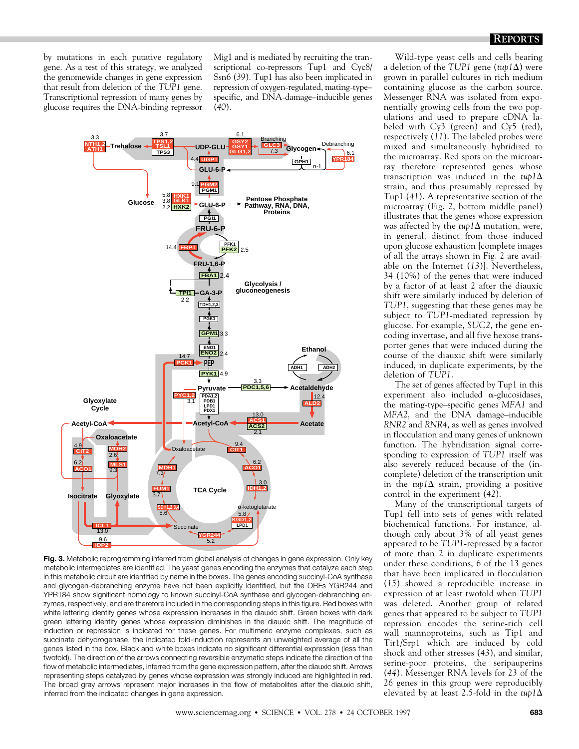by mutations in each putative regulatory gene. As a test of this strategy, we analyzed the genomewide changes in gene expression that result from deletion of the *TUP1* gene. Transcriptional repression of many genes by glucose requires the DNA-binding repressor Mig1 and is mediated by recruiting the transcriptional co-repressors Tup1 and Cyc8/Ssn6 (39). Tup1 has also been implicated in repression of oxygen-regulated, mating-type–specific, and DNA-damage–inducible genes (40).

**Fig. 3.** Metabolic reprogramming inferred from global analysis of changes in gene expression. Only key metabolic intermediates are identified. The yeast genes encoding the enzymes that catalyze each step in this metabolic circuit are identified by name in the boxes. The genes encoding succinyl-CoA synthase and glycogen-debranching enzyme have not been explicitly identified, but the ORFs YGR244 and YPR184 show significant homology to known succinyl-CoA synthase and glycogen-debranching enzymes, respectively, and are therefore included in the corresponding steps in this figure. Red boxes with white lettering identify genes whose expression increases in the diauxic shift. Green boxes with dark green lettering identify genes whose expression diminishes in the diauxic shift. The magnitude of induction or repression is indicated for these genes. For multimeric enzyme complexes, such as succinate dehydrogenase, the indicated fold-induction represents an unweighted average of all the genes listed in the box. Black and white boxes indicate no significant differential expression (less than twofold). The direction of the arrows connecting reversible enzymatic steps indicate the direction of the flow of metabolic intermediates, inferred from the gene expression pattern, after the diauxic shift. Arrows representing steps catalyzed by genes whose expression was strongly induced are highlighted in red. The broad gray arrows represent major increases in the flow of metabolites after the diauxic shift, inferred from the indicated changes in gene expression.

Wild-type yeast cells and cells bearing a deletion of the *TUP1* gene (*tup1Δ*) were grown in parallel cultures in rich medium containing glucose as the carbon source. Messenger RNA was isolated from exponentially growing cells from the two populations and used to prepare cDNA labeled with Cy3 (green) and Cy5 (red), respectively (11). The labeled probes were mixed and simultaneously hybridized to the microarray. Red spots on the microarray therefore represented genes whose transcription was induced in the *tup1Δ* strain, and thus presumably repressed by Tup1 (41). A representative section of the microarray (Fig. 2, bottom middle panel) illustrates that the genes whose expression was affected by the *tup1Δ* mutation, were, in general, distinct from those induced upon glucose exhaustion [complete images of all the arrays shown in Fig. 2 are available on the Internet (13)]. Nevertheless, 34 (10%) of the genes that were induced by a factor of at least 2 after the diauxic shift were similarly induced by deletion of *TUP1*, suggesting that these genes may be subject to *TUP1*-mediated repression by glucose. For example, *SUC2*, the gene encoding invertase, and all five hexose transporter genes that were induced during the course of the diauxic shift were similarly induced, in duplicate experiments, by the deletion of *TUP1*.

The set of genes affected by Tup1 in this experiment also included α-glucosidases, the mating-type–specific genes *MFA1* and *MFA2*, and the DNA damage–inducible *RNR2* and *RNR4*, as well as genes involved in flocculation and many genes of unknown function. The hybridization signal corresponding to expression of *TUP1* itself was also severely reduced because of the (incomplete) deletion of the transcription unit in the *tup1Δ* strain, providing a positive control in the experiment (42).

Many of the transcriptional targets of Tup1 fell into sets of genes with related biochemical functions. For instance, although only about 3% of all yeast genes appeared to be *TUP1*-repressed by a factor of more than 2 in duplicate experiments under these conditions, 6 of the 13 genes that have been implicated in flocculation (15) showed a reproducible increase in expression of at least twofold when *TUP1* was deleted. Another group of related genes that appeared to be subject to *TUP1* repression encodes the serine-rich cell wall mannoproteins, such as Tip1 and Tir1/Srp1 which are induced by cold shock and other stresses (43), and similar, serine-poor proteins, the seripauperins (44). Messenger RNA levels for 23 of the 26 genes in this group were reproducibly elevated by at least 2.5-fold in the *tup1Δ*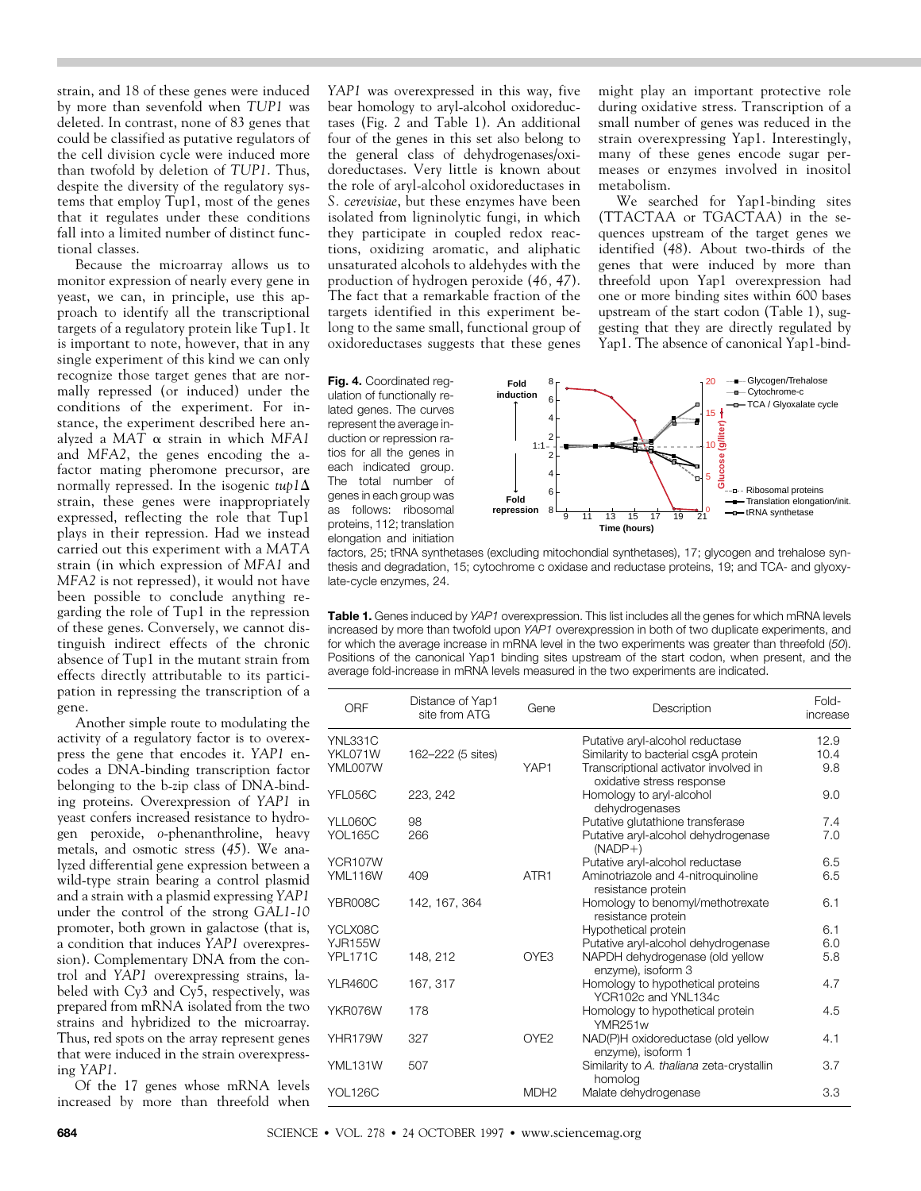strain, and 18 of these genes were induced by more than sevenfold when *TUP1* was deleted. In contrast, none of 83 genes that could be classified as putative regulators of the cell division cycle were induced more than twofold by deletion of *TUP1*. Thus, despite the diversity of the regulatory systems that employ Tup1, most of the genes that it regulates under these conditions fall into a limited number of distinct functional classes.

Because the microarray allows us to monitor expression of nearly every gene in yeast, we can, in principle, use this approach to identify all the transcriptional targets of a regulatory protein like Tup1. It is important to note, however, that in any single experiment of this kind we can only recognize those target genes that are normally repressed (or induced) under the conditions of the experiment. For instance, the experiment described here analyzed a *MAT* α strain in which *MFA1* and *MFA2*, the genes encoding the a-factor mating pheromone precursor, are normally repressed. In the isogenic *tup1*Δ strain, these genes were inappropriately expressed, reflecting the role that Tup1 plays in their repression. Had we instead carried out this experiment with a *MATA* strain (in which expression of *MFA1* and *MFA2* is not repressed), it would not have been possible to conclude anything regarding the role of Tup1 in the repression of these genes. Conversely, we cannot distinguish indirect effects of the chronic absence of Tup1 in the mutant strain from effects directly attributable to its participation in repressing the transcription of a gene.

Another simple route to modulating the activity of a regulatory factor is to overexpress the gene that encodes it. *YAP1* encodes a DNA-binding transcription factor belonging to the b-zip class of DNA-binding proteins. Overexpression of *YAP1* in yeast confers increased resistance to hydrogen peroxide, *o*-phenanthroline, heavy metals, and osmotic stress (*45*). We analyzed differential gene expression between a wild-type strain bearing a control plasmid and a strain with a plasmid expressing *YAP1* under the control of the strong *GAL1-10* promoter, both grown in galactose (that is, a condition that induces *YAP1* overexpression). Complementary DNA from the control and *YAP1* overexpressing strains, labeled with Cy3 and Cy5, respectively, was prepared from mRNA isolated from the two strains and hybridized to the microarray. Thus, red spots on the array represent genes that were induced in the strain overexpressing *YAP1*.

Of the 17 genes whose mRNA levels increased by more than threefold when *YAP1* was overexpressed in this way, five bear homology to aryl-alcohol oxidoreductases (Fig. 2 and Table 1). An additional four of the genes in this set also belong to the general class of dehydrogenases/oxidoreductases. Very little is known about the role of aryl-alcohol oxidoreductases in *S. cerevisiae*, but these enzymes have been isolated from ligninolytic fungi, in which they participate in coupled redox reactions, oxidizing aromatic, and aliphatic unsaturated alcohols to aldehydes with the production of hydrogen peroxide (*46, 47*). The fact that a remarkable fraction of the targets identified in this experiment belong to the same small, functional group of oxidoreductases suggests that these genes might play an important protective role during oxidative stress. Transcription of a small number of genes was reduced in the strain overexpressing Yap1. Interestingly, many of these genes encode sugar permeases or enzymes involved in inositol metabolism.

We searched for Yap1-binding sites (TTACTAA or TGACTAA) in the sequences upstream of the target genes we identified (*48*). About two-thirds of the genes that were induced by more than threefold upon Yap1 overexpression had one or more binding sites within 600 bases upstream of the start codon (Table 1), suggesting that they are directly regulated by Yap1. The absence of canonical Yap1-bind-

**Fig. 4.** Coordinated regulation of functionally related genes. The curves represent the average induction or repression ratios for all the genes in each indicated group. The total number of genes in each group was as follows: ribosomal proteins, 112; translation elongation and initiation factors, 25; tRNA synthetases (excluding mitochondrial synthetases), 17; glycogen and trehalose synthesis and degradation, 15; cytochrome c oxidase and reductase proteins, 19; and TCA- and glyoxylate-cycle enzymes, 24.

**Table 1.** Genes induced by *YAP1* overexpression. This list includes all the genes for which mRNA levels increased by more than twofold upon *YAP1* overexpression in both of two duplicate experiments, and for which the average increase in mRNA level in the two experiments was greater than threefold (*50*). Positions of the canonical Yap1 binding sites upstream of the start codon, when present, and the average fold-increase in mRNA levels measured in the two experiments are indicated.

| ORF | Distance of Yap1 site from ATG | Gene | Description | Fold-increase |
|---|---|---|---|---|
| YNL331C | | | Putative aryl-alcohol reductase | 12.9 |
| YKL071W | 162–222 (5 sites) | | Similarity to bacterial csgA protein | 10.4 |
| YML007W | | YAP1 | Transcriptional activator involved in oxidative stress response | 9.8 |
| YFL056C | 223, 242 | | Homology to aryl-alcohol dehydrogenases | 9.0 |
| YLL060C | 98 | | Putative glutathione transferase | 7.4 |
| YOL165C | 266 | | Putative aryl-alcohol dehydrogenase (NADP+) | 7.0 |
| YCR107W | | | Putative aryl-alcohol reductase | 6.5 |
| YML116W | 409 | ATR1 | Aminotriazole and 4-nitroquinoline resistance protein | 6.5 |
| YBR008C | 142, 167, 364 | | Homology to benomyl/methotrexate resistance protein | 6.1 |
| YCLX08C | | | Hypothetical protein | 6.1 |
| YJR155W | | | Putative aryl-alcohol dehydrogenase | 6.0 |
| YPL171C | 148, 212 | OYE3 | NAPDH dehydrogenase (old yellow enzyme), isoform 3 | 5.8 |
| YLR460C | 167, 317 | | Homology to hypothetical proteins YCR102c and YNL134c | 4.7 |
| YKR076W | 178 | | Homology to hypothetical protein YMR251w | 4.5 |
| YHR179W | 327 | OYE2 | NAD(P)H oxidoreductase (old yellow enzyme), isoform 1 | 4.1 |
| YML131W | 507 | | Similarity to *A. thaliana* zeta-crystallin homolog | 3.7 |
| YOL126C | | MDH2 | Malate dehydrogenase | 3.3 |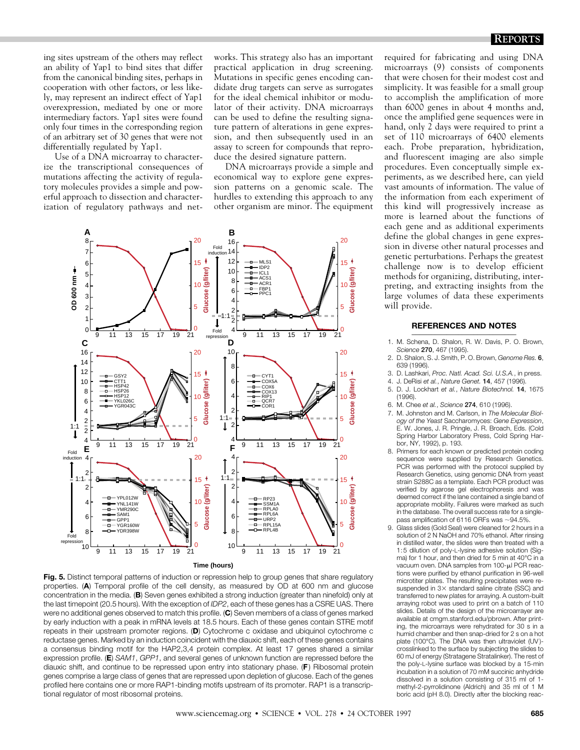ing sites upstream of the others may reflect an ability of Yap1 to bind sites that differ from the canonical binding sites, perhaps in cooperation with other factors, or less likely, may represent an indirect effect of Yap1 overexpression, mediated by one or more intermediary factors. Yap1 sites were found only four times in the corresponding region of an arbitrary set of 30 genes that were not differentially regulated by Yap1.

Use of a DNA microarray to characterize the transcriptional consequences of mutations affecting the activity of regulatory molecules provides a simple and powerful approach to dissection and characterization of regulatory pathways and networks. This strategy also has an important practical application in drug screening. Mutations in specific genes encoding candidate drug targets can serve as surrogates for the ideal chemical inhibitor or modulator of their activity. DNA microarrays can be used to define the resulting signature pattern of alterations in gene expression, and then subsequently used in an assay to screen for compounds that reproduce the desired signature pattern.

DNA microarrays provide a simple and economical way to explore gene expression patterns on a genomic scale. The hurdles to extending this approach to any other organism are minor. The equipment required for fabricating and using DNA microarrays (9) consists of components that were chosen for their modest cost and simplicity. It was feasible for a small group to accomplish the amplification of more than 6000 genes in about 4 months and, once the amplified gene sequences were in hand, only 2 days were required to print a set of 110 microarrays of 6400 elements each. Probe preparation, hybridization, and fluorescent imaging are also simple procedures. Even conceptually simple experiments, as we described here, can yield vast amounts of information. The value of the information from each experiment of this kind will progressively increase as more is learned about the functions of each gene and as additional experiments define the global changes in gene expression in diverse other natural processes and genetic perturbations. Perhaps the greatest challenge now is to develop efficient methods for organizing, distributing, interpreting, and extracting insights from the large volumes of data these experiments will provide.

**Fig. 5.** Distinct temporal patterns of induction or repression help to group genes that share regulatory properties. (**A**) Temporal profile of the cell density, as measured by OD at 600 nm and glucose concentration in the media. (**B**) Seven genes exhibited a strong induction (greater than ninefold) only at the last timepoint (20.5 hours). With the exception of *IDP2*, each of these genes has a CSRE UAS. There were no additional genes observed to match this profile. (**C**) Seven members of a class of genes marked by early induction with a peak in mRNA levels at 18.5 hours. Each of these genes contain STRE motif repeats in their upstream promoter regions. (**D**) Cytochrome c oxidase and ubiquinol cytochrome c reductase genes. Marked by an induction coincident with the diauxic shift, each of these genes contains a consensus binding motif for the HAP2,3,4 protein complex. At least 17 genes shared a similar expression profile. (**E**) *SAM1*, *GPP1*, and several genes of unknown function are repressed before the diauxic shift, and continue to be repressed upon entry into stationary phase. (**F**) Ribosomal protein genes comprise a large class of genes that are repressed upon depletion of glucose. Each of the genes profiled here contains one or more RAP1-binding motifs upstream of its promoter. RAP1 is a transcriptional regulator of most ribosomal proteins.

## REFERENCES AND NOTES

1. M. Schena, D. Shalon, R. W. Davis, P. O. Brown, *Science* **270**, 467 (1995).
2. D. Shalon, S. J. Smith, P. O. Brown, *Genome Res.* **6**, 639 (1996).
3. D. Lashkari, *Proc. Natl. Acad. Sci. U.S.A.*, in press.
4. J. DeRisi *et al.*, *Nature Genet.* **14**, 457 (1996).
5. D. J. Lockhart *et al.*, *Nature Biotechnol.* **14**, 1675 (1996).
6. M. Chee *et al.*, *Science* **274**, 610 (1996).
7. M. Johnston and M. Carlson, in *The Molecular Biology of the Yeast* Saccharomyces: *Gene Expression*, E. W. Jones, J. R. Pringle, J. R. Broach, Eds. (Cold Spring Harbor Laboratory Press, Cold Spring Harbor, NY, 1992), p. 193.
8. Primers for each known or predicted protein coding sequence were supplied by Research Genetics. PCR was performed with the protocol supplied by Research Genetics, using genomic DNA from yeast strain S288C as a template. Each PCR product was verified by agarose gel electrophoresis and was deemed correct if the lane contained a single band of appropriate mobility. Failures were marked as such in the database. The overall success rate for a single-pass amplification of 6116 ORFs was ~94.5%.
9. Glass slides (Gold Seal) were cleaned for 2 hours in a solution of 2 N NaOH and 70% ethanol. After rinsing in distilled water, the slides were then treated with a 1:5 dilution of poly-L-lysine adhesive solution (Sigma) for 1 hour, and then dried for 5 min at 40°C in a vacuum oven. DNA samples from 100-μl PCR reactions were purified by ethanol purification in 96-well microtiter plates. The resulting precipitates were resuspended in 3× standard saline citrate (SSC) and transferred to new plates for arraying. A custom-built arraying robot was used to print on a batch of 110 slides. Details of the design of the microarrayer are available at cmgm.stanford.edu/pbrown. After printing, the microarrays were rehydrated for 30 s in a humid chamber and then snap-dried for 2 s on a hot plate (100°C). The DNA was then ultraviolet (UV)-crosslinked to the surface by subjecting the slides to 60 mJ of energy (Stratagene Stratalinker). The rest of the poly-L-lysine surface was blocked by a 15-min incubation in a solution of 70 mM succinic anhydride dissolved in a solution consisting of 315 ml of 1-methyl-2-pyrrolidinone (Aldrich) and 35 ml of 1 M boric acid (pH 8.0). Directly after the blocking reac-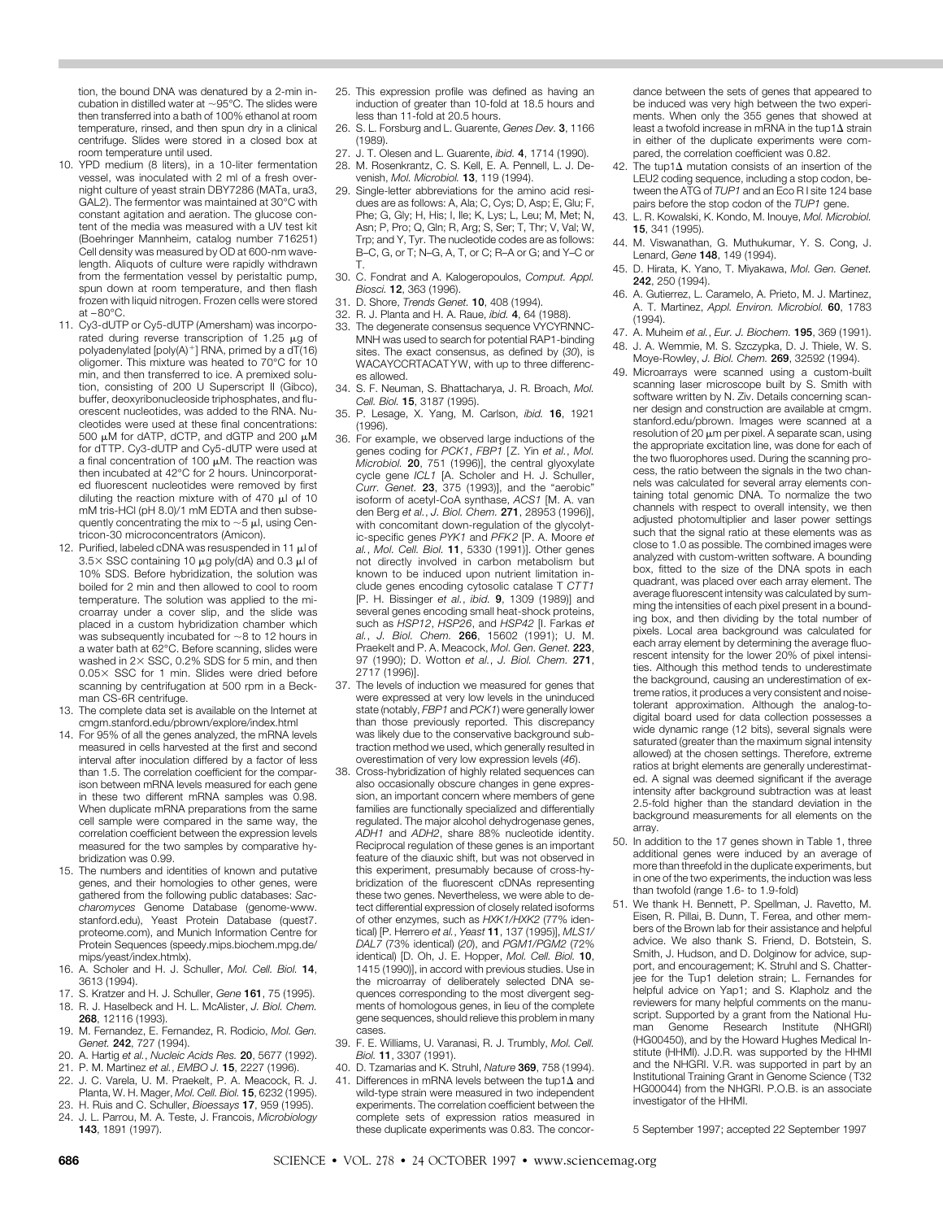tion, the bound DNA was denatured by a 2-min incubation in distilled water at ~95°C. The slides were then transferred into a bath of 100% ethanol at room temperature, rinsed, and then spun dry in a clinical centrifuge. Slides were stored in a closed box at room temperature until used.

10. YPD medium (8 liters), in a 10-liter fermentation vessel, was inoculated with 2 ml of a fresh overnight culture of yeast strain DBY7286 (MATa, ura3, GAL2). The fermentor was maintained at 30°C with constant agitation and aeration. The glucose content of the media was measured with a UV test kit (Boehringer Mannheim, catalog number 716251) Cell density was measured by OD at 600-nm wavelength. Aliquots of culture were rapidly withdrawn from the fermentation vessel by peristaltic pump, spun down at room temperature, and then flash frozen with liquid nitrogen. Frozen cells were stored at −80°C.
11. Cy3-dUTP or Cy5-dUTP (Amersham) was incorporated during reverse transcription of 1.25 μg of polyadenylated [poly(A)$^+$] RNA, primed by a dT(16) oligomer. This mixture was heated to 70°C for 10 min, and then transferred to ice. A premixed solution, consisting of 200 U Superscript II (Gibco), buffer, deoxyribonucleoside triphosphates, and fluorescent nucleotides, was added to the RNA. Nucleotides were used at these final concentrations: 500 μM for dATP, dCTP, and dGTP and 200 μM for dTTP. Cy3-dUTP and Cy5-dUTP were used at a final concentration of 100 μM. The reaction was then incubated at 42°C for 2 hours. Unincorporated fluorescent nucleotides were removed by first diluting the reaction mixture with of 470 μl of 10 mM tris-HCl (pH 8.0)/1 mM EDTA and then subsequently concentrating the mix to ~5 μl, using Centricon-30 microconcentrators (Amicon).
12. Purified, labeled cDNA was resuspended in 11 μl of 3.5× SSC containing 10 μg poly(dA) and 0.3 μl of 10% SDS. Before hybridization, the solution was boiled for 2 min and then allowed to cool to room temperature. The solution was applied to the microarray under a cover slip, and the slide was placed in a custom hybridization chamber which was subsequently incubated for ~8 to 12 hours in a water bath at 62°C. Before scanning, slides were washed in 2× SSC, 0.2% SDS for 5 min, and then 0.05× SSC for 1 min. Slides were dried before scanning by centrifugation at 500 rpm in a Beckman CS-6R centrifuge.
13. The complete data set is available on the Internet at cmgm.stanford.edu/pbrown/explore/index.html
14. For 95% of all the genes analyzed, the mRNA levels measured in cells harvested at the first and second interval after inoculation differed by a factor of less than 1.5. The correlation coefficient for the comparison between mRNA levels measured for each gene in these two different mRNA samples was 0.98. When duplicate mRNA preparations from the same cell sample were compared in the same way, the correlation coefficient between the expression levels measured for the two samples by comparative hybridization was 0.99.
15. The numbers and identities of known and putative genes, and their homologies to other genes, were gathered from the following public databases: *Saccharomyces* Genome Database (genome-www.stanford.edu), Yeast Protein Database (quest7.proteome.com), and Munich Information Centre for Protein Sequences (speedy.mips.biochem.mpg.de/mips/yeast/index.htmlx).
16. A. Scholer and H. J. Schuller, *Mol. Cell. Biol.* **14**, 3613 (1994).
17. S. Kratzer and H. J. Schuller, *Gene* **161**, 75 (1995).
18. R. J. Haselbeck and H. L. McAlister, *J. Biol. Chem.* **268**, 12116 (1993).
19. M. Fernandez, E. Fernandez, R. Rodicio, *Mol. Gen. Genet.* **242**, 727 (1994).
20. A. Hartig *et al.*, *Nucleic Acids Res.* **20**, 5677 (1992).
21. P. M. Martinez *et al.*, *EMBO J.* **15**, 2227 (1996).
22. J. C. Varela, U. M. Praekelt, P. A. Meacock, R. J. Planta, W. H. Mager, *Mol. Cell. Biol.* **15**, 6232 (1995).
23. H. Ruis and C. Schuller, *Bioessays* **17**, 959 (1995).
24. J. L. Parrou, M. A. Teste, J. Francois, *Microbiology* **143**, 1891 (1997).
25. This expression profile was defined as having an induction of greater than 10-fold at 18.5 hours and less than 11-fold at 20.5 hours.
26. S. L. Forsburg and L. Guarente, *Genes Dev.* **3**, 1166 (1989).
27. J. T. Olesen and L. Guarente, *ibid.* **4**, 1714 (1990).
28. M. Rosenkrantz, C. S. Kell, E. A. Pennell, L. J. Devenish, *Mol. Microbiol.* **13**, 119 (1994).
29. Single-letter abbreviations for the amino acid residues are as follows: A, Ala; C, Cys; D, Asp; E, Glu; F, Phe; G, Gly; H, His; I, Ile; K, Lys; L, Leu; M, Met; N, Asn; P, Pro; Q, Gln; R, Arg; S, Ser; T, Thr; V, Val; W, Trp; and Y, Tyr. The nucleotide codes are as follows: B–C, G, or T; N–G, A, T, or C; R–A or G; and Y–C or T.
30. C. Fondrat and A. Kalogeropoulos, *Comput. Appl. Biosci.* **12**, 363 (1996).
31. D. Shore, *Trends Genet.* **10**, 408 (1994).
32. R. J. Planta and H. A. Raue, *ibid.* **4**, 64 (1988).
33. The degenerate consensus sequence VYCYRNNC-MNH was used to search for potential RAP1-binding sites. The exact consensus, as defined by (*30*), is WACAYCCRTACATYW, with up to three differences allowed.
34. S. F. Neuman, S. Bhattacharya, J. R. Broach, *Mol. Cell. Biol.* **15**, 3187 (1995).
35. P. Lesage, X. Yang, M. Carlson, *ibid.* **16**, 1921 (1996).
36. For example, we observed large inductions of the genes coding for *PCK1*, *FBP1* [Z. Yin *et al.*, *Mol. Microbiol.* **20**, 751 (1996)], the central glyoxylate cycle gene *ICL1* [A. Scholer and H. J. Schuller, *Curr. Genet.* **23**, 375 (1993)], and the "aerobic" isoform of acetyl-CoA synthase, *ACS1* [M. A. van den Berg *et al.*, *J. Biol. Chem.* **271**, 28953 (1996)], with concomitant down-regulation of the glycolytic-specific genes *PYK1* and *PFK2* [P. A. Moore *et al.*, *Mol. Cell. Biol.* **11**, 5330 (1991)]. Other genes not directly involved in carbon metabolism but known to be induced upon nutrient limitation include genes encoding cytosolic catalase T *CTT1* [P. H. Bissinger *et al.*, *ibid.* **9**, 1309 (1989)] and several genes encoding small heat-shock proteins, such as *HSP12*, *HSP26*, and *HSP42* [I. Farkas *et al.*, *J. Biol. Chem.* **266**, 15602 (1991); U. M. Praekelt and P. A. Meacock, *Mol. Gen. Genet.* **223**, 97 (1990); D. Wotton *et al.*, *J. Biol. Chem.* **271**, 2717 (1996)].
37. The levels of induction we measured for genes that were expressed at very low levels in the uninduced state (notably, *FBP1* and *PCK1*) were generally lower than those previously reported. This discrepancy was likely due to the conservative background subtraction method we used, which generally resulted in overestimation of very low expression levels (*46*).
38. Cross-hybridization of highly related sequences can also occasionally obscure changes in gene expression, an important concern where members of gene families are functionally specialized and differentially regulated. The major alcohol dehydrogenase genes, *ADH1* and *ADH2*, share 88% nucleotide identity. Reciprocal regulation of these genes is an important feature of the diauxic shift, but was not observed in this experiment, presumably because of cross-hybridization of the fluorescent cDNAs representing these two genes. Nevertheless, we were able to detect differential expression of closely related isoforms of other enzymes, such as *HXK1/HXK2* (77% identical) [P. Herrero *et al.*, *Yeast* **11**, 137 (1995)], *MLS1/DAL7* (73% identical) (*20*), and *PGM1/PGM2* (72% identical) [D. Oh, J. E. Hopper, *Mol. Cell. Biol.* **10**, 1415 (1990)], in accord with previous studies. Use in the microarray of deliberately selected DNA sequences corresponding to the most divergent segments of homologous genes, in lieu of the complete gene sequences, should relieve this problem in many cases.
39. F. E. Williams, U. Varanasi, R. J. Trumbly, *Mol. Cell. Biol.* **11**, 3307 (1991).
40. D. Tzamarias and K. Struhl, *Nature* **369**, 758 (1994).
41. Differences in mRNA levels between the tup1Δ and wild-type strain were measured in two independent experiments. The correlation coefficient between the complete sets of expression ratios measured in these duplicate experiments was 0.83. The concordance between the sets of genes that appeared to be induced was very high between the two experiments. When only the 355 genes that showed at least a twofold increase in mRNA in the tup1Δ strain in either of the duplicate experiments were compared, the correlation coefficient was 0.82.
42. The tup1Δ mutation consists of an insertion of the LEU2 coding sequence, including a stop codon, between the ATG of *TUP1* and an Eco R I site 124 base pairs before the stop codon of the *TUP1* gene.
43. L. R. Kowalski, K. Kondo, M. Inouye, *Mol. Microbiol.* **15**, 341 (1995).
44. M. Viswanathan, G. Muthukumar, Y. S. Cong, J. Lenard, *Gene* **148**, 149 (1994).
45. D. Hirata, K. Yano, T. Miyakawa, *Mol. Gen. Genet.* **242**, 250 (1994).
46. A. Gutierrez, L. Caramelo, A. Prieto, M. J. Martinez, A. T. Martinez, *Appl. Environ. Microbiol.* **60**, 1783 (1994).
47. A. Muheim *et al.*, *Eur. J. Biochem.* **195**, 369 (1991).
48. J. A. Wemmie, M. S. Szczypka, D. J. Thiele, W. S. Moye-Rowley, *J. Biol. Chem.* **269**, 32592 (1994).
49. Microarrays were scanned using a custom-built scanning laser microscope built by S. Smith with software written by N. Ziv. Details concerning scanner design and construction are available at cmgm.stanford.edu/pbrown. Images were scanned at a resolution of 20 μm per pixel. A separate scan, using the appropriate excitation line, was done for each of the two fluorophores used. During the scanning process, the ratio between the signals in the two channels was calculated for several array elements containing total genomic DNA. To normalize the two channels with respect to overall intensity, we then adjusted photomultiplier and laser power settings such that the signal ratio at these elements was as close to 1.0 as possible. The combined images were analyzed with custom-written software. A bounding box, fitted to the size of the DNA spots in each quadrant, was placed over each array element. The average fluorescent intensity was calculated by summing the intensities of each pixel present in a bounding box, and then dividing by the total number of pixels. Local area background was calculated for each array element by determining the average fluorescent intensity for the lower 20% of pixel intensities. Although this method tends to underestimate the background, causing an underestimation of extreme ratios, it produces a very consistent and noise-tolerant approximation. Although the analog-to-digital board used for data collection possesses a wide dynamic range (12 bits), several signals were saturated (greater than the maximum signal intensity allowed) at the chosen settings. Therefore, extreme ratios at bright elements are generally underestimated. A signal was deemed significant if the average intensity after background subtraction was at least 2.5-fold higher than the standard deviation in the background measurements for all elements on the array.
50. In addition to the 17 genes shown in Table 1, three additional genes were induced by an average of more than threefold in the duplicate experiments, but in one of the two experiments, the induction was less than twofold (range 1.6- to 1.9-fold)
51. We thank H. Bennett, P. Spellman, J. Ravetto, M. Eisen, R. Pillai, B. Dunn, T. Ferea, and other members of the Brown lab for their assistance and helpful advice. We also thank S. Friend, D. Botstein, S. Smith, J. Hudson, and D. Dolginow for advice, support, and encouragement; K. Struhl and S. Chatterjee for the Tup1 deletion strain; L. Fernandes for helpful advice on Yap1; and S. Klapholz and the reviewers for many helpful comments on the manuscript. Supported by a grant from the National Human Genome Research Institute (NHGRI) (HG00450), and by the Howard Hughes Medical Institute (HHMI). J.D.R. was supported by the HHMI and the NHGRI. V.R. was supported in part by an Institutional Training Grant in Genome Science (T32 HG00044) from the NHGRI. P.O.B. is an associate investigator of the HHMI.

5 September 1997; accepted 22 September 1997